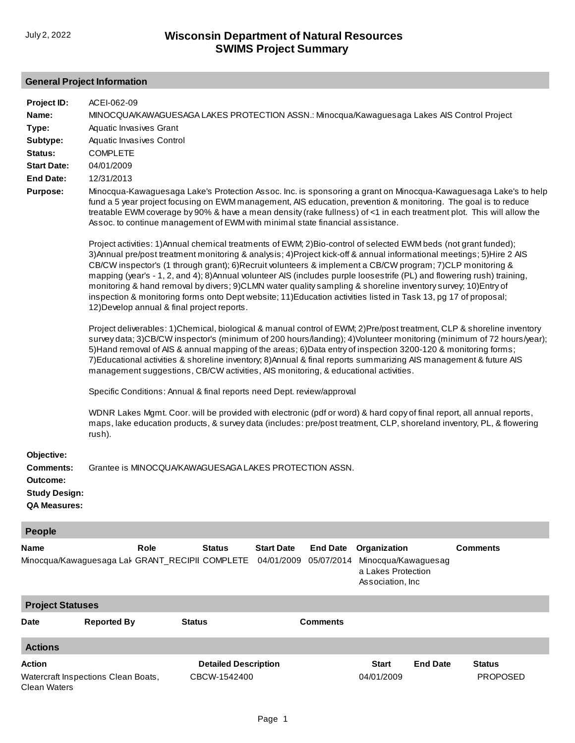July 2, 2022

# Wisconsin Department of Natural Resources
# SWIMS Project Summary

## General Project Information

**Project ID:** ACEI-062-09

**Name:** MINOCQUA/KAWAGUESAGA LAKES PROTECTION ASSN.: Minocqua/Kawaguesaga Lakes AIS Control Project

**Type:** Aquatic Invasives Grant

**Subtype:** Aquatic Invasives Control

**Status:** COMPLETE

**Start Date:** 04/01/2009

**End Date:** 12/31/2013

**Purpose:** Minocqua-Kawaguesaga Lake's Protection Assoc. Inc. is sponsoring a grant on Minocqua-Kawaguesaga Lake's to help fund a 5 year project focusing on EWM management, AIS education, prevention & monitoring. The goal is to reduce treatable EWM coverage by 90% & have a mean density (rake fullness) of <1 in each treatment plot. This will allow the Assoc. to continue management of EWM with minimal state financial assistance.

Project activities: 1)Annual chemical treatments of EWM; 2)Bio-control of selected EWM beds (not grant funded); 3)Annual pre/post treatment monitoring & analysis; 4)Project kick-off & annual informational meetings; 5)Hire 2 AIS CB/CW inspector's (1 through grant); 6)Recruit volunteers & implement a CB/CW program; 7)CLP monitoring & mapping (year's - 1, 2, and 4); 8)Annual volunteer AIS (includes purple loosestrife (PL) and flowering rush) training, monitoring & hand removal by divers; 9)CLMN water quality sampling & shoreline inventory survey; 10)Entry of inspection & monitoring forms onto Dept website; 11)Education activities listed in Task 13, pg 17 of proposal; 12)Develop annual & final project reports.

Project deliverables: 1)Chemical, biological & manual control of EWM; 2)Pre/post treatment, CLP & shoreline inventory survey data; 3)CB/CW inspector's (minimum of 200 hours/landing); 4)Volunteer monitoring (minimum of 72 hours/year); 5)Hand removal of AIS & annual mapping of the areas; 6)Data entry of inspection 3200-120 & monitoring forms; 7)Educational activities & shoreline inventory; 8)Annual & final reports summarizing AIS management & future AIS management suggestions, CB/CW activities, AIS monitoring, & educational activities.

Specific Conditions: Annual & final reports need Dept. review/approval

WDNR Lakes Mgmt. Coor. will be provided with electronic (pdf or word) & hard copy of final report, all annual reports, maps, lake education products, & survey data (includes: pre/post treatment, CLP, shoreland inventory, PL, & flowering rush).

**Objective:**

**Comments:** Grantee is MINOCQUA/KAWAGUESAGA LAKES PROTECTION ASSN.

**Outcome:**

**Study Design:**

**QA Measures:**

## People

| Name | Role | Status | Start Date | End Date | Organization | Comments |
|---|---|---|---|---|---|---|
| Minocqua/Kawaguesaga Lak | GRANT_RECIPII | COMPLETE | 04/01/2009 | 05/07/2014 | Minocqua/Kawaguesaga Lakes Protection Association, Inc | |

## Project Statuses

| Date | Reported By | Status | Comments |
|---|---|---|---|

## Actions

| Action | Detailed Description | Start | End Date | Status |
|---|---|---|---|---|
| Watercraft Inspections Clean Boats, Clean Waters | CBCW-1542400 | 04/01/2009 | | PROPOSED |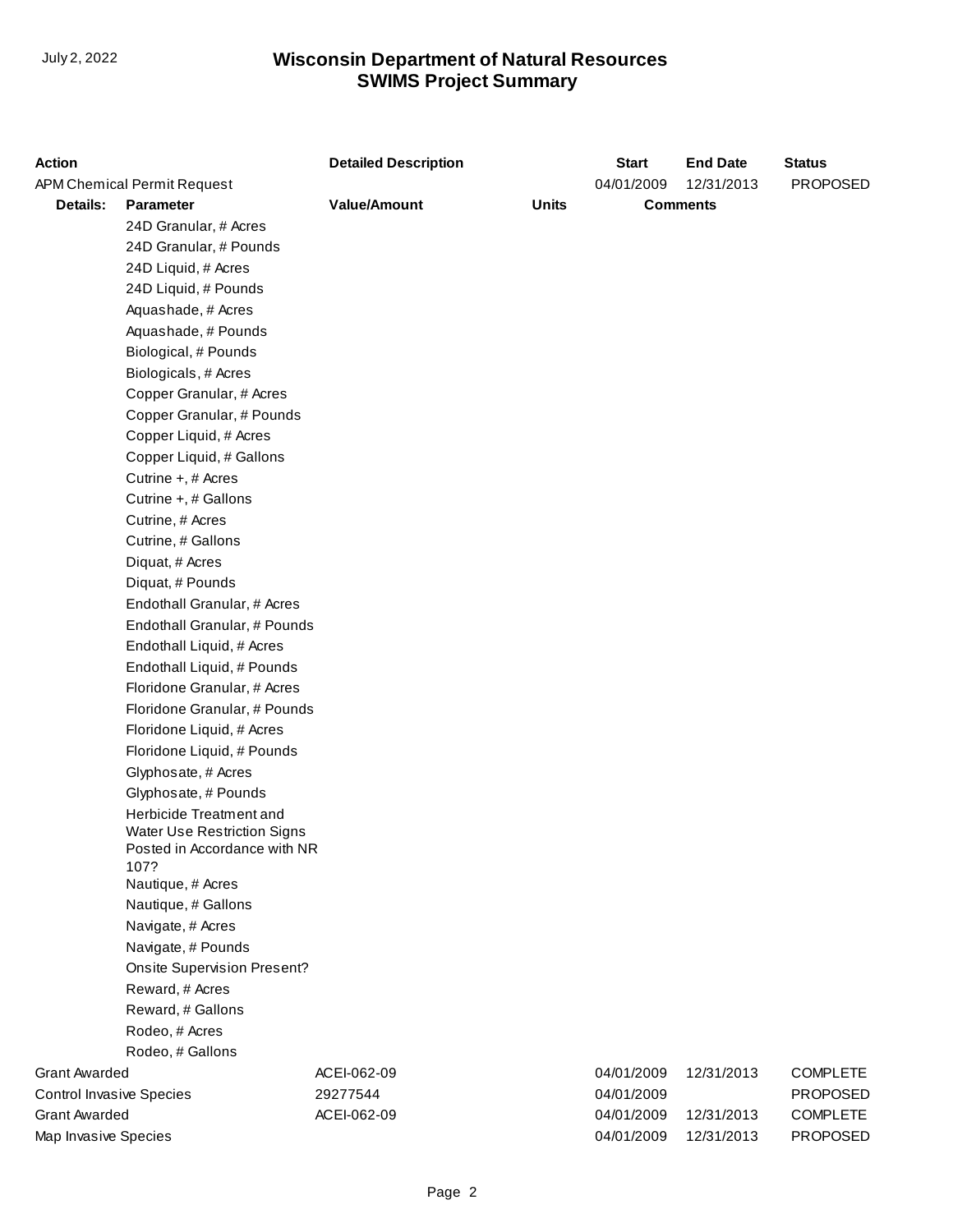# Wisconsin Department of Natural Resources
## SWIMS Project Summary

July 2, 2022

| Action | | Detailed Description | | Start | End Date | Status |
|---|---|---|---|---|---|---|
| APM Chemical Permit Request | | | | 04/01/2009 | 12/31/2013 | PROPOSED |
| **Details:** | **Parameter** | **Value/Amount** | **Units** | **Comments** | | |
| | 24D Granular, # Acres | | | | | |
| | 24D Granular, # Pounds | | | | | |
| | 24D Liquid, # Acres | | | | | |
| | 24D Liquid, # Pounds | | | | | |
| | Aquashade, # Acres | | | | | |
| | Aquashade, # Pounds | | | | | |
| | Biological, # Pounds | | | | | |
| | Biologicals, # Acres | | | | | |
| | Copper Granular, # Acres | | | | | |
| | Copper Granular, # Pounds | | | | | |
| | Copper Liquid, # Acres | | | | | |
| | Copper Liquid, # Gallons | | | | | |
| | Cutrine +, # Acres | | | | | |
| | Cutrine +, # Gallons | | | | | |
| | Cutrine, # Acres | | | | | |
| | Cutrine, # Gallons | | | | | |
| | Diquat, # Acres | | | | | |
| | Diquat, # Pounds | | | | | |
| | Endothall Granular, # Acres | | | | | |
| | Endothall Granular, # Pounds | | | | | |
| | Endothall Liquid, # Acres | | | | | |
| | Endothall Liquid, # Pounds | | | | | |
| | Floridone Granular, # Acres | | | | | |
| | Floridone Granular, # Pounds | | | | | |
| | Floridone Liquid, # Acres | | | | | |
| | Floridone Liquid, # Pounds | | | | | |
| | Glyphosate, # Acres | | | | | |
| | Glyphosate, # Pounds | | | | | |
| | Herbicide Treatment and Water Use Restriction Signs Posted in Accordance with NR 107? | | | | | |
| | Nautique, # Acres | | | | | |
| | Nautique, # Gallons | | | | | |
| | Navigate, # Acres | | | | | |
| | Navigate, # Pounds | | | | | |
| | Onsite Supervision Present? | | | | | |
| | Reward, # Acres | | | | | |
| | Reward, # Gallons | | | | | |
| | Rodeo, # Acres | | | | | |
| | Rodeo, # Gallons | | | | | |
| Grant Awarded | | ACEI-062-09 | | 04/01/2009 | 12/31/2013 | COMPLETE |
| Control Invasive Species | | 29277544 | | 04/01/2009 | | PROPOSED |
| Grant Awarded | | ACEI-062-09 | | 04/01/2009 | 12/31/2013 | COMPLETE |
| Map Invasive Species | | | | 04/01/2009 | 12/31/2013 | PROPOSED |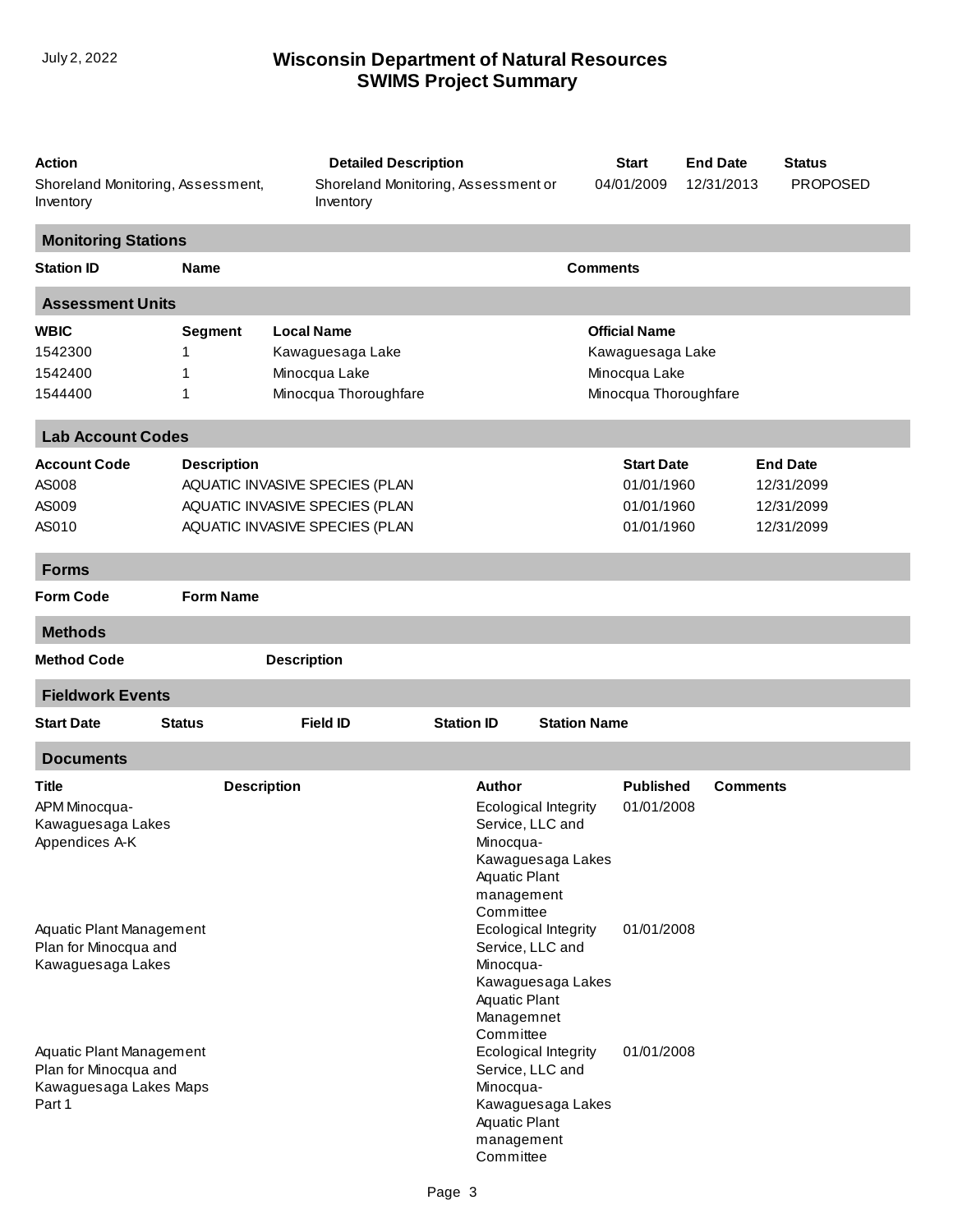# Wisconsin Department of Natural Resources
## SWIMS Project Summary

| Action | Detailed Description | Start | End Date | Status |
|---|---|---|---|---|
| Shoreland Monitoring, Assessment, Inventory | Shoreland Monitoring, Assessment or Inventory | 04/01/2009 | 12/31/2013 | PROPOSED |

### Monitoring Stations

| Station ID | Name | Comments |
|---|---|---|

### Assessment Units

| WBIC | Segment | Local Name | Official Name |
|---|---|---|---|
| 1542300 | 1 | Kawaguesaga Lake | Kawaguesaga Lake |
| 1542400 | 1 | Minocqua Lake | Minocqua Lake |
| 1544400 | 1 | Minocqua Thoroughfare | Minocqua Thoroughfare |

### Lab Account Codes

| Account Code | Description | Start Date | End Date |
|---|---|---|---|
| AS008 | AQUATIC INVASIVE SPECIES (PLAN | 01/01/1960 | 12/31/2099 |
| AS009 | AQUATIC INVASIVE SPECIES (PLAN | 01/01/1960 | 12/31/2099 |
| AS010 | AQUATIC INVASIVE SPECIES (PLAN | 01/01/1960 | 12/31/2099 |

### Forms

| Form Code | Form Name |
|---|---|

### Methods

| Method Code | Description |
|---|---|

### Fieldwork Events

| Start Date | Status | Field ID | Station ID | Station Name |
|---|---|---|---|---|

### Documents

| Title | Description | Author | Published | Comments |
|---|---|---|---|---|
| APM Minocqua-Kawaguesaga Lakes Appendices A-K | | Ecological Integrity Service, LLC and Minocqua-Kawaguesaga Lakes Aquatic Plant management Committee | 01/01/2008 | |
| Aquatic Plant Management Plan for Minocqua and Kawaguesaga Lakes | | Ecological Integrity Service, LLC and Minocqua-Kawaguesaga Lakes Aquatic Plant Managemnet Committee | 01/01/2008 | |
| Aquatic Plant Management Plan for Minocqua and Kawaguesaga Lakes Maps Part 1 | | Ecological Integrity Service, LLC and Minocqua-Kawaguesaga Lakes Aquatic Plant management Committee | 01/01/2008 | |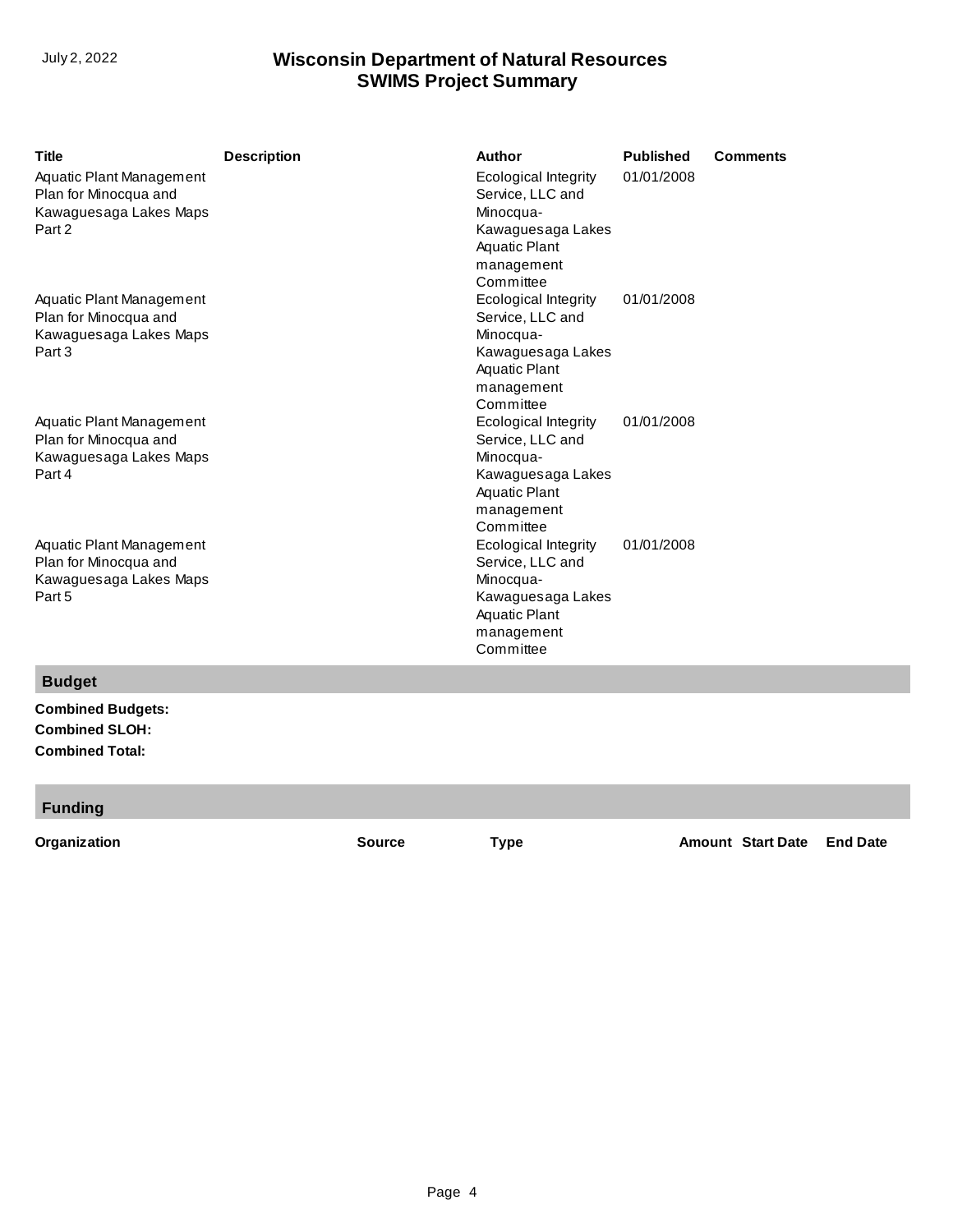| Title | Description | Author | Published | Comments |
|---|---|---|---|---|
| Aquatic Plant Management Plan for Minocqua and Kawaguesaga Lakes Maps Part 2 | | Ecological Integrity Service, LLC and Minocqua-Kawaguesaga Lakes Aquatic Plant management Committee | 01/01/2008 | |
| Aquatic Plant Management Plan for Minocqua and Kawaguesaga Lakes Maps Part 3 | | Ecological Integrity Service, LLC and Minocqua-Kawaguesaga Lakes Aquatic Plant management Committee | 01/01/2008 | |
| Aquatic Plant Management Plan for Minocqua and Kawaguesaga Lakes Maps Part 4 | | Ecological Integrity Service, LLC and Minocqua-Kawaguesaga Lakes Aquatic Plant management Committee | 01/01/2008 | |
| Aquatic Plant Management Plan for Minocqua and Kawaguesaga Lakes Maps Part 5 | | Ecological Integrity Service, LLC and Minocqua-Kawaguesaga Lakes Aquatic Plant management Committee | 01/01/2008 | |

## Budget

**Combined Budgets:**

**Combined SLOH:**

**Combined Total:**

## Funding

| Organization | Source | Type | Amount | Start Date | End Date |
|---|---|---|---|---|---|